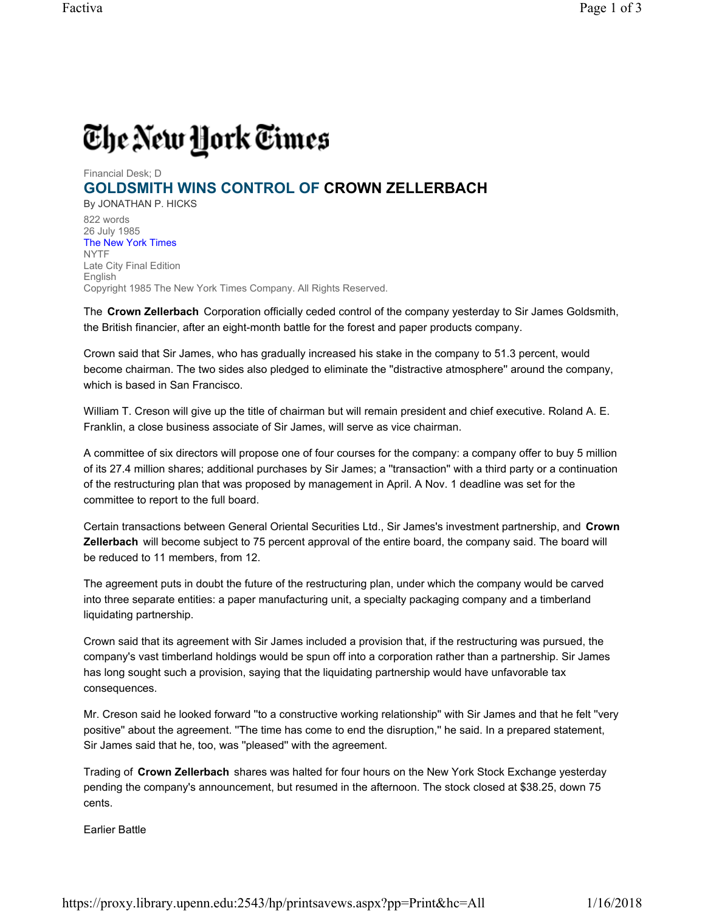# The New York Times

Financial Desk; D

## GOLDSMITH WINS CONTROL OF CROWN ZELLERBACH

By JONATHAN P. HICKS

822 words
26 July 1985
The New York Times
NYTF
Late City Final Edition
English
Copyright 1985 The New York Times Company. All Rights Reserved.

The **Crown Zellerbach** Corporation officially ceded control of the company yesterday to Sir James Goldsmith, the British financier, after an eight-month battle for the forest and paper products company.

Crown said that Sir James, who has gradually increased his stake in the company to 51.3 percent, would become chairman. The two sides also pledged to eliminate the ''distractive atmosphere'' around the company, which is based in San Francisco.

William T. Creson will give up the title of chairman but will remain president and chief executive. Roland A. E. Franklin, a close business associate of Sir James, will serve as vice chairman.

A committee of six directors will propose one of four courses for the company: a company offer to buy 5 million of its 27.4 million shares; additional purchases by Sir James; a ''transaction'' with a third party or a continuation of the restructuring plan that was proposed by management in April. A Nov. 1 deadline was set for the committee to report to the full board.

Certain transactions between General Oriental Securities Ltd., Sir James's investment partnership, and **Crown Zellerbach** will become subject to 75 percent approval of the entire board, the company said. The board will be reduced to 11 members, from 12.

The agreement puts in doubt the future of the restructuring plan, under which the company would be carved into three separate entities: a paper manufacturing unit, a specialty packaging company and a timberland liquidating partnership.

Crown said that its agreement with Sir James included a provision that, if the restructuring was pursued, the company's vast timberland holdings would be spun off into a corporation rather than a partnership. Sir James has long sought such a provision, saying that the liquidating partnership would have unfavorable tax consequences.

Mr. Creson said he looked forward ''to a constructive working relationship'' with Sir James and that he felt ''very positive'' about the agreement. ''The time has come to end the disruption,'' he said. In a prepared statement, Sir James said that he, too, was ''pleased'' with the agreement.

Trading of **Crown Zellerbach** shares was halted for four hours on the New York Stock Exchange yesterday pending the company's announcement, but resumed in the afternoon. The stock closed at $38.25, down 75 cents.

Earlier Battle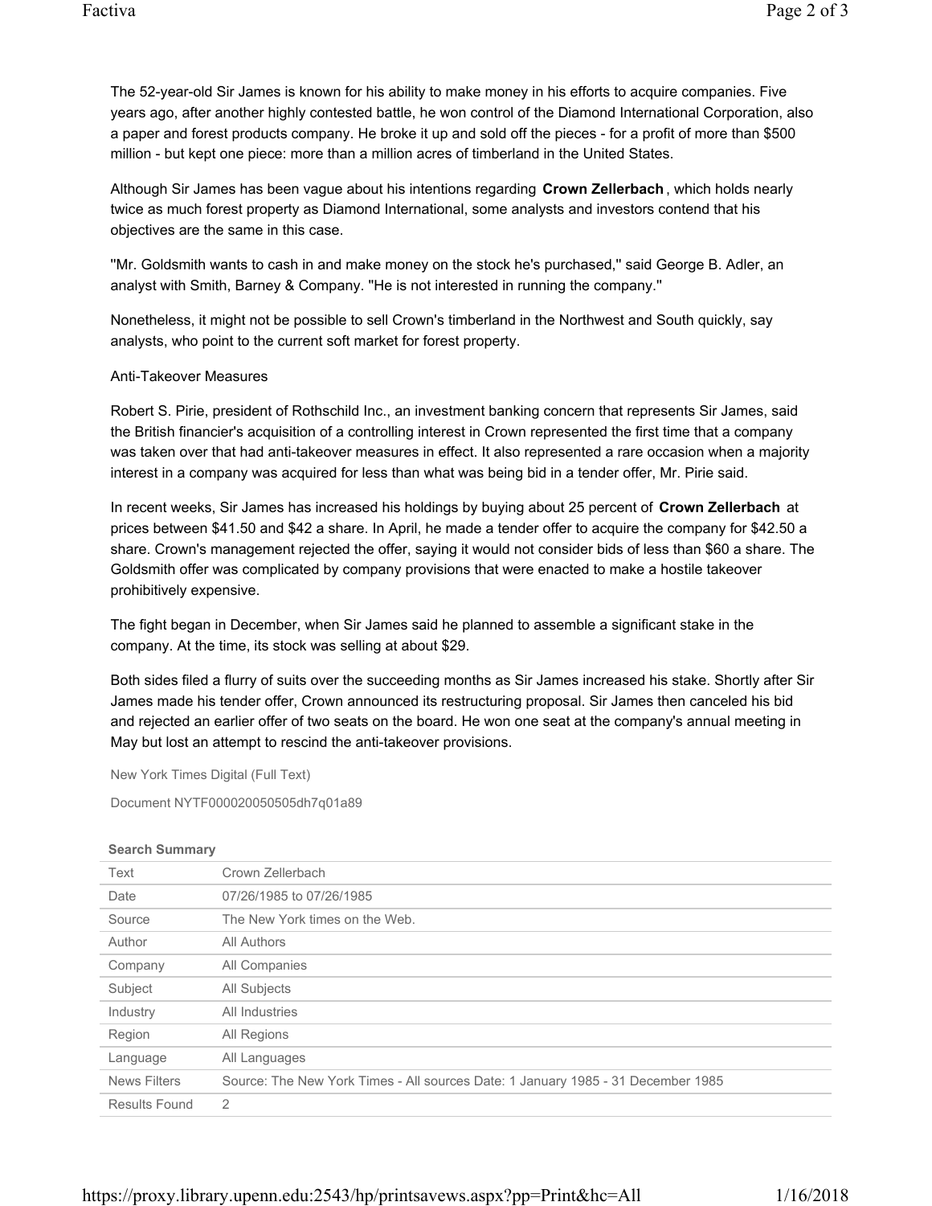The 52-year-old Sir James is known for his ability to make money in his efforts to acquire companies. Five years ago, after another highly contested battle, he won control of the Diamond International Corporation, also a paper and forest products company. He broke it up and sold off the pieces - for a profit of more than $500 million - but kept one piece: more than a million acres of timberland in the United States.

Although Sir James has been vague about his intentions regarding **Crown Zellerbach**, which holds nearly twice as much forest property as Diamond International, some analysts and investors contend that his objectives are the same in this case.

''Mr. Goldsmith wants to cash in and make money on the stock he's purchased,'' said George B. Adler, an analyst with Smith, Barney & Company. ''He is not interested in running the company.''

Nonetheless, it might not be possible to sell Crown's timberland in the Northwest and South quickly, say analysts, who point to the current soft market for forest property.

Anti-Takeover Measures

Robert S. Pirie, president of Rothschild Inc., an investment banking concern that represents Sir James, said the British financier's acquisition of a controlling interest in Crown represented the first time that a company was taken over that had anti-takeover measures in effect. It also represented a rare occasion when a majority interest in a company was acquired for less than what was being bid in a tender offer, Mr. Pirie said.

In recent weeks, Sir James has increased his holdings by buying about 25 percent of **Crown Zellerbach** at prices between $41.50 and $42 a share. In April, he made a tender offer to acquire the company for $42.50 a share. Crown's management rejected the offer, saying it would not consider bids of less than $60 a share. The Goldsmith offer was complicated by company provisions that were enacted to make a hostile takeover prohibitively expensive.

The fight began in December, when Sir James said he planned to assemble a significant stake in the company. At the time, its stock was selling at about $29.

Both sides filed a flurry of suits over the succeeding months as Sir James increased his stake. Shortly after Sir James made his tender offer, Crown announced its restructuring proposal. Sir James then canceled his bid and rejected an earlier offer of two seats on the board. He won one seat at the company's annual meeting in May but lost an attempt to rescind the anti-takeover provisions.

New York Times Digital (Full Text)

Document NYTF000020050505dh7q01a89

**Search Summary**

| | |
|---|---|
| Text | Crown Zellerbach |
| Date | 07/26/1985 to 07/26/1985 |
| Source | The New York times on the Web. |
| Author | All Authors |
| Company | All Companies |
| Subject | All Subjects |
| Industry | All Industries |
| Region | All Regions |
| Language | All Languages |
| News Filters | Source: The New York Times - All sources Date: 1 January 1985 - 31 December 1985 |
| Results Found | 2 |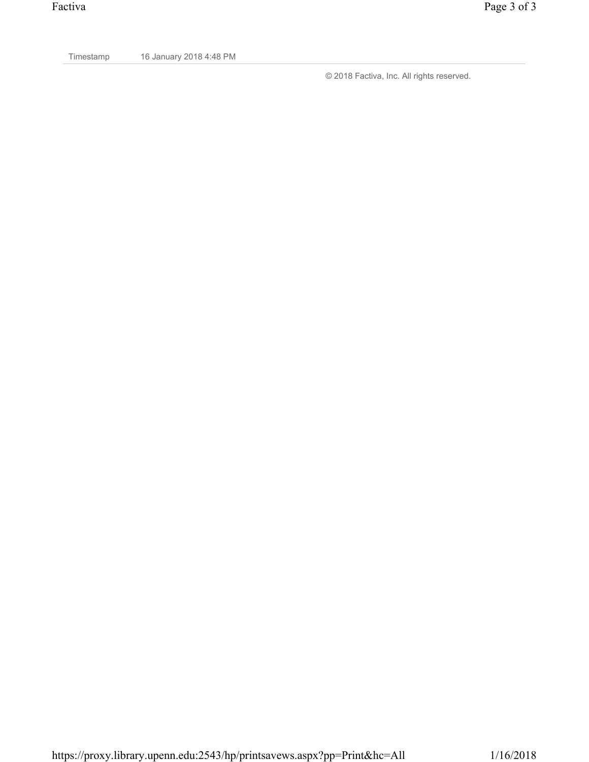| | |
|---|---|
| Timestamp | 16 January 2018 4:48 PM |

© 2018 Factiva, Inc. All rights reserved.